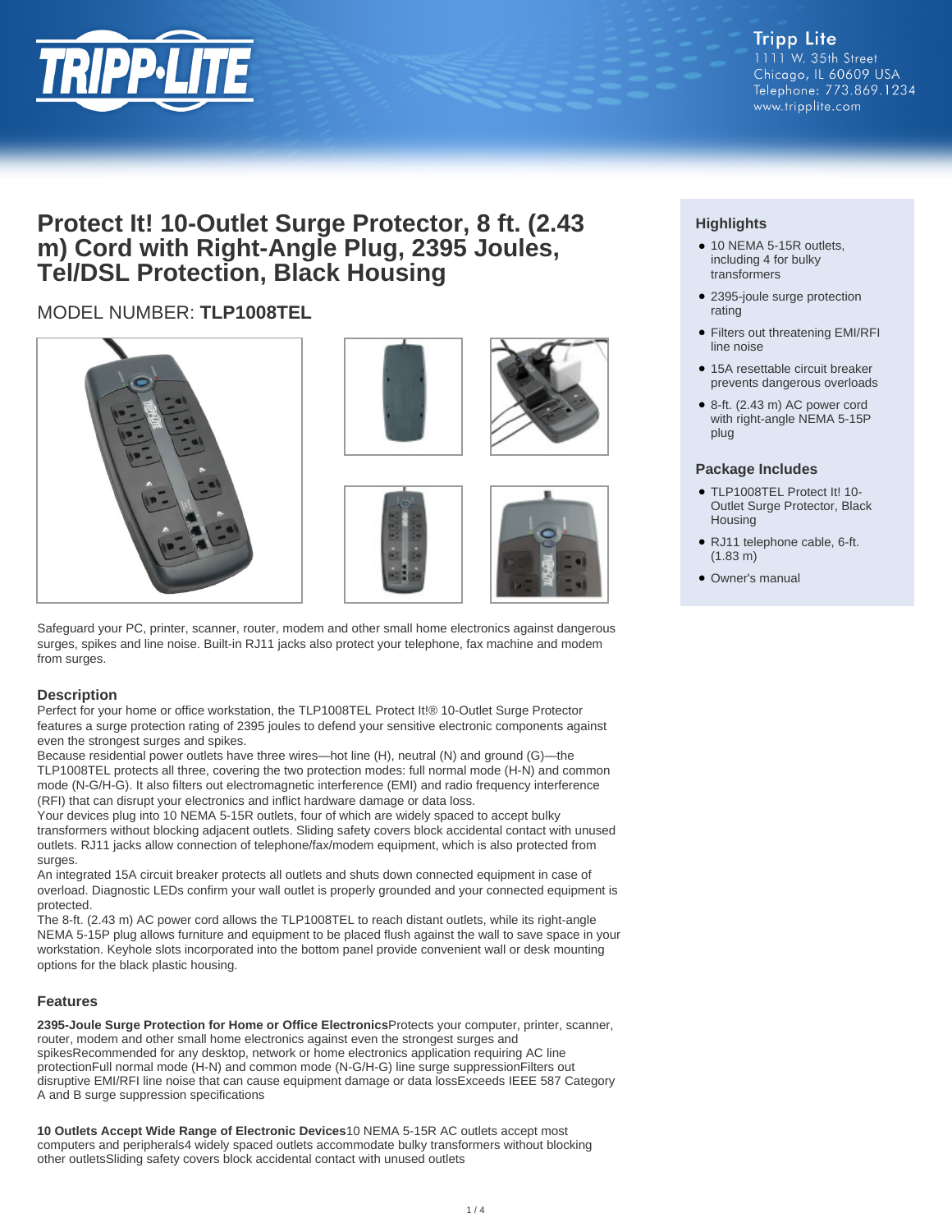Tripp Lite
1111 W. 35th Street
Chicago, IL 60609 USA
Telephone: 773.869.1234
www.tripplite.com

# Protect It! 10-Outlet Surge Protector, 8 ft. (2.43 m) Cord with Right-Angle Plug, 2395 Joules, Tel/DSL Protection, Black Housing

MODEL NUMBER: **TLP1008TEL**

## Highlights

- 10 NEMA 5-15R outlets, including 4 for bulky transformers
- 2395-joule surge protection rating
- Filters out threatening EMI/RFI line noise
- 15A resettable circuit breaker prevents dangerous overloads
- 8-ft. (2.43 m) AC power cord with right-angle NEMA 5-15P plug

## Package Includes

- TLP1008TEL Protect It! 10-Outlet Surge Protector, Black Housing
- RJ11 telephone cable, 6-ft. (1.83 m)
- Owner's manual

Safeguard your PC, printer, scanner, router, modem and other small home electronics against dangerous surges, spikes and line noise. Built-in RJ11 jacks also protect your telephone, fax machine and modem from surges.

## Description

Perfect for your home or office workstation, the TLP1008TEL Protect It!® 10-Outlet Surge Protector features a surge protection rating of 2395 joules to defend your sensitive electronic components against even the strongest surges and spikes.

Because residential power outlets have three wires—hot line (H), neutral (N) and ground (G)—the TLP1008TEL protects all three, covering the two protection modes: full normal mode (H-N) and common mode (N-G/H-G). It also filters out electromagnetic interference (EMI) and radio frequency interference (RFI) that can disrupt your electronics and inflict hardware damage or data loss.

Your devices plug into 10 NEMA 5-15R outlets, four of which are widely spaced to accept bulky transformers without blocking adjacent outlets. Sliding safety covers block accidental contact with unused outlets. RJ11 jacks allow connection of telephone/fax/modem equipment, which is also protected from surges.

An integrated 15A circuit breaker protects all outlets and shuts down connected equipment in case of overload. Diagnostic LEDs confirm your wall outlet is properly grounded and your connected equipment is protected.

The 8-ft. (2.43 m) AC power cord allows the TLP1008TEL to reach distant outlets, while its right-angle NEMA 5-15P plug allows furniture and equipment to be placed flush against the wall to save space in your workstation. Keyhole slots incorporated into the bottom panel provide convenient wall or desk mounting options for the black plastic housing.

## Features

**2395-Joule Surge Protection for Home or Office Electronics**Protects your computer, printer, scanner, router, modem and other small home electronics against even the strongest surges and spikesRecommended for any desktop, network or home electronics application requiring AC line protectionFull normal mode (H-N) and common mode (N-G/H-G) line surge suppressionFilters out disruptive EMI/RFI line noise that can cause equipment damage or data lossExceeds IEEE 587 Category A and B surge suppression specifications

**10 Outlets Accept Wide Range of Electronic Devices**10 NEMA 5-15R AC outlets accept most computers and peripherals4 widely spaced outlets accommodate bulky transformers without blocking other outletsSliding safety covers block accidental contact with unused outlets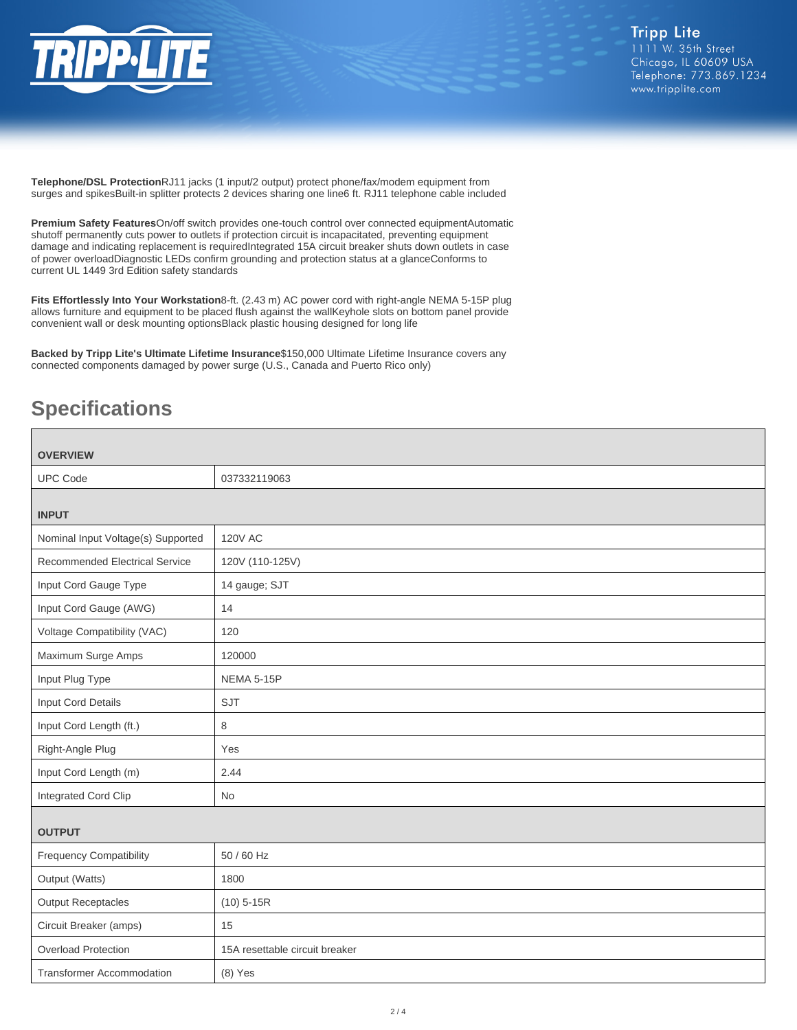**Telephone/DSL Protection**RJ11 jacks (1 input/2 output) protect phone/fax/modem equipment from surges and spikesBuilt-in splitter protects 2 devices sharing one line6 ft. RJ11 telephone cable included

**Premium Safety Features**On/off switch provides one-touch control over connected equipmentAutomatic shutoff permanently cuts power to outlets if protection circuit is incapacitated, preventing equipment damage and indicating replacement is requiredIntegrated 15A circuit breaker shuts down outlets in case of power overloadDiagnostic LEDs confirm grounding and protection status at a glanceConforms to current UL 1449 3rd Edition safety standards

**Fits Effortlessly Into Your Workstation**8-ft. (2.43 m) AC power cord with right-angle NEMA 5-15P plug allows furniture and equipment to be placed flush against the wallKeyhole slots on bottom panel provide convenient wall or desk mounting optionsBlack plastic housing designed for long life

**Backed by Tripp Lite's Ultimate Lifetime Insurance**$150,000 Ultimate Lifetime Insurance covers any connected components damaged by power surge (U.S., Canada and Puerto Rico only)

## Specifications

| **OVERVIEW** | |
|---|---|
| UPC Code | 037332119063 |
| **INPUT** | |
| Nominal Input Voltage(s) Supported | 120V AC |
| Recommended Electrical Service | 120V (110-125V) |
| Input Cord Gauge Type | 14 gauge; SJT |
| Input Cord Gauge (AWG) | 14 |
| Voltage Compatibility (VAC) | 120 |
| Maximum Surge Amps | 120000 |
| Input Plug Type | NEMA 5-15P |
| Input Cord Details | SJT |
| Input Cord Length (ft.) | 8 |
| Right-Angle Plug | Yes |
| Input Cord Length (m) | 2.44 |
| Integrated Cord Clip | No |
| **OUTPUT** | |
| Frequency Compatibility | 50 / 60 Hz |
| Output (Watts) | 1800 |
| Output Receptacles | (10) 5-15R |
| Circuit Breaker (amps) | 15 |
| Overload Protection | 15A resettable circuit breaker |
| Transformer Accommodation | (8) Yes |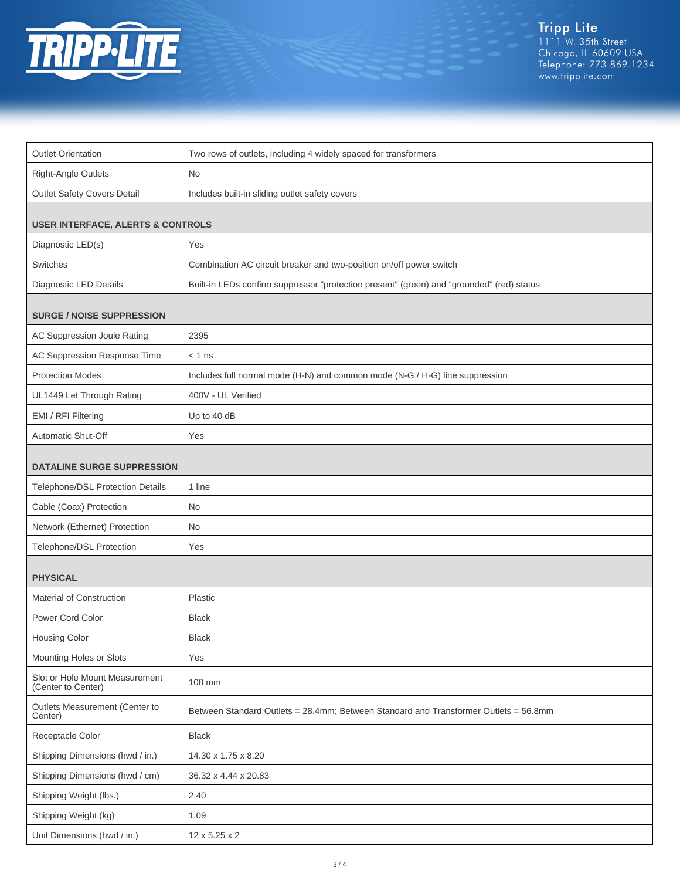| | |
|---|---|
| Outlet Orientation | Two rows of outlets, including 4 widely spaced for transformers |
| Right-Angle Outlets | No |
| Outlet Safety Covers Detail | Includes built-in sliding outlet safety covers |
| **USER INTERFACE, ALERTS & CONTROLS** | |
| Diagnostic LED(s) | Yes |
| Switches | Combination AC circuit breaker and two-position on/off power switch |
| Diagnostic LED Details | Built-in LEDs confirm suppressor "protection present" (green) and "grounded" (red) status |
| **SURGE / NOISE SUPPRESSION** | |
| AC Suppression Joule Rating | 2395 |
| AC Suppression Response Time | < 1 ns |
| Protection Modes | Includes full normal mode (H-N) and common mode (N-G / H-G) line suppression |
| UL1449 Let Through Rating | 400V - UL Verified |
| EMI / RFI Filtering | Up to 40 dB |
| Automatic Shut-Off | Yes |
| **DATALINE SURGE SUPPRESSION** | |
| Telephone/DSL Protection Details | 1 line |
| Cable (Coax) Protection | No |
| Network (Ethernet) Protection | No |
| Telephone/DSL Protection | Yes |
| **PHYSICAL** | |
| Material of Construction | Plastic |
| Power Cord Color | Black |
| Housing Color | Black |
| Mounting Holes or Slots | Yes |
| Slot or Hole Mount Measurement (Center to Center) | 108 mm |
| Outlets Measurement (Center to Center) | Between Standard Outlets = 28.4mm; Between Standard and Transformer Outlets = 56.8mm |
| Receptacle Color | Black |
| Shipping Dimensions (hwd / in.) | 14.30 x 1.75 x 8.20 |
| Shipping Dimensions (hwd / cm) | 36.32 x 4.44 x 20.83 |
| Shipping Weight (lbs.) | 2.40 |
| Shipping Weight (kg) | 1.09 |
| Unit Dimensions (hwd / in.) | 12 x 5.25 x 2 |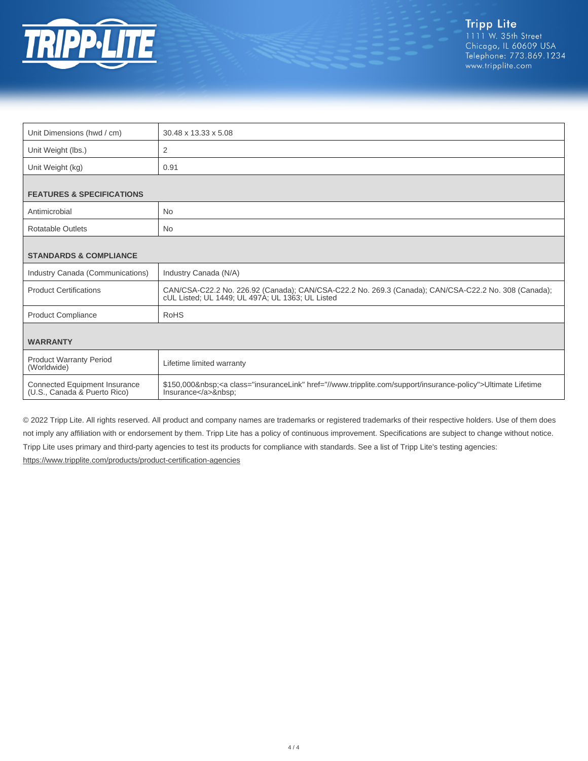| | |
|---|---|
| Unit Dimensions (hwd / cm) | 30.48 x 13.33 x 5.08 |
| Unit Weight (lbs.) | 2 |
| Unit Weight (kg) | 0.91 |
| **FEATURES & SPECIFICATIONS** | |
| Antimicrobial | No |
| Rotatable Outlets | No |
| **STANDARDS & COMPLIANCE** | |
| Industry Canada (Communications) | Industry Canada (N/A) |
| Product Certifications | CAN/CSA-C22.2 No. 226.92 (Canada); CAN/CSA-C22.2 No. 269.3 (Canada); CAN/CSA-C22.2 No. 308 (Canada); cUL Listed; UL 1449; UL 497A; UL 1363; UL Listed |
| Product Compliance | RoHS |
| **WARRANTY** | |
| Product Warranty Period (Worldwide) | Lifetime limited warranty |
| Connected Equipment Insurance (U.S., Canada & Puerto Rico) | $150,000&nbsp;<a class="insuranceLink" href="//www.tripplite.com/support/insurance-policy">Ultimate Lifetime Insurance</a>&nbsp; |

© 2022 Tripp Lite. All rights reserved. All product and company names are trademarks or registered trademarks of their respective holders. Use of them does not imply any affiliation with or endorsement by them. Tripp Lite has a policy of continuous improvement. Specifications are subject to change without notice. Tripp Lite uses primary and third-party agencies to test its products for compliance with standards. See a list of Tripp Lite's testing agencies: https://www.tripplite.com/products/product-certification-agencies